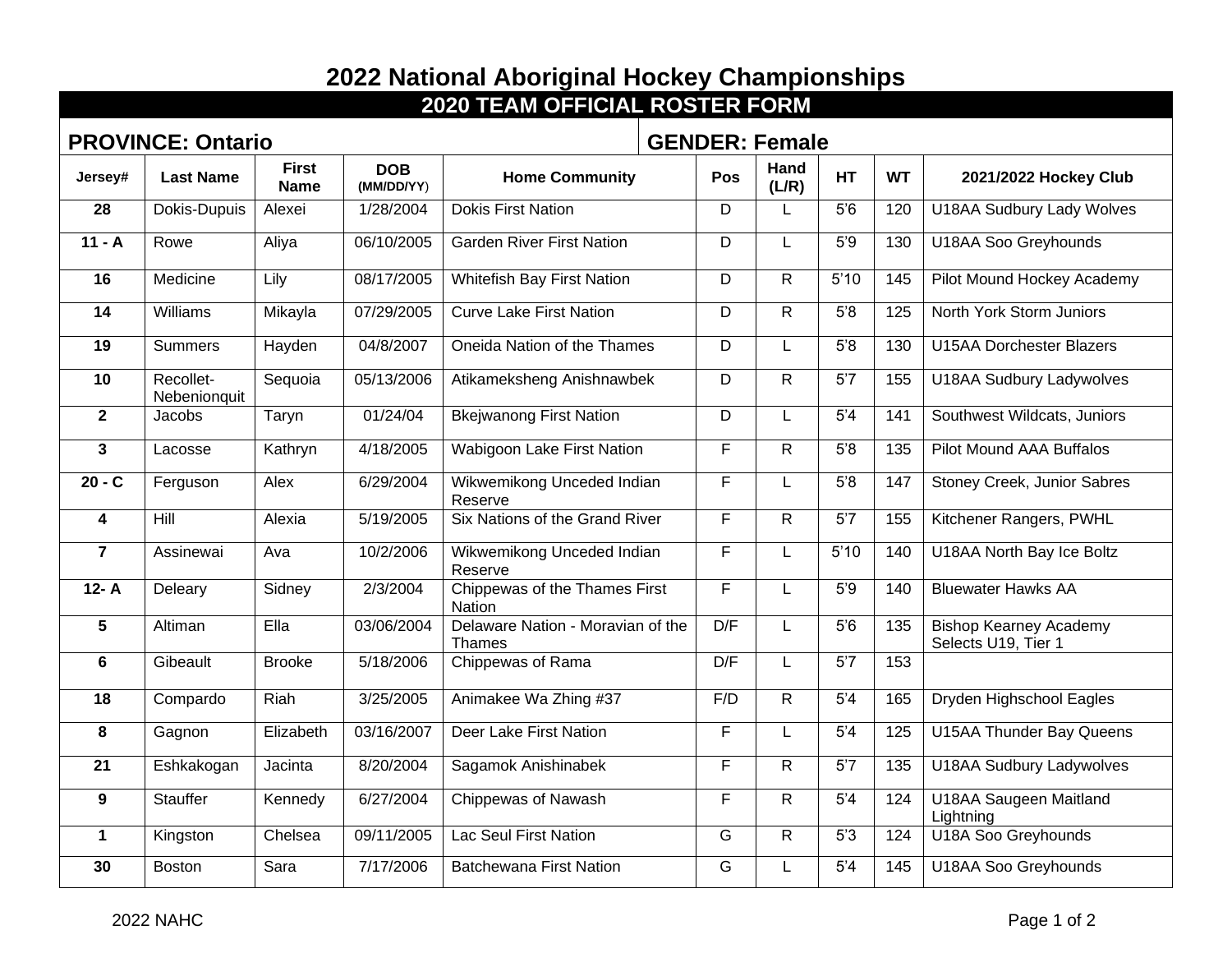# 2022 National Aboriginal Hockey Championships

## 2020 TEAM OFFICIAL ROSTER FORM

**PROVINCE: Ontario** **GENDER: Female**

| Jersey# | Last Name | First Name | DOB (MM/DD/YY) | Home Community | Pos | Hand (L/R) | HT | WT | 2021/2022 Hockey Club |
|---|---|---|---|---|---|---|---|---|---|
| 28 | Dokis-Dupuis | Alexei | 1/28/2004 | Dokis First Nation | D | L | 5'6 | 120 | U18AA Sudbury Lady Wolves |
| 11 - A | Rowe | Aliya | 06/10/2005 | Garden River First Nation | D | L | 5'9 | 130 | U18AA Soo Greyhounds |
| 16 | Medicine | Lily | 08/17/2005 | Whitefish Bay First Nation | D | R | 5'10 | 145 | Pilot Mound Hockey Academy |
| 14 | Williams | Mikayla | 07/29/2005 | Curve Lake First Nation | D | R | 5'8 | 125 | North York Storm Juniors |
| 19 | Summers | Hayden | 04/8/2007 | Oneida Nation of the Thames | D | L | 5'8 | 130 | U15AA Dorchester Blazers |
| 10 | Recollet-Nebenionquit | Sequoia | 05/13/2006 | Atikameksheng Anishnawbek | D | R | 5'7 | 155 | U18AA Sudbury Ladywolves |
| 2 | Jacobs | Taryn | 01/24/04 | Bkejwanong First Nation | D | L | 5'4 | 141 | Southwest Wildcats, Juniors |
| 3 | Lacosse | Kathryn | 4/18/2005 | Wabigoon Lake First Nation | F | R | 5'8 | 135 | Pilot Mound AAA Buffalos |
| 20 - C | Ferguson | Alex | 6/29/2004 | Wikwemikong Unceded Indian Reserve | F | L | 5'8 | 147 | Stoney Creek, Junior Sabres |
| 4 | Hill | Alexia | 5/19/2005 | Six Nations of the Grand River | F | R | 5'7 | 155 | Kitchener Rangers, PWHL |
| 7 | Assinewai | Ava | 10/2/2006 | Wikwemikong Unceded Indian Reserve | F | L | 5'10 | 140 | U18AA North Bay Ice Boltz |
| 12- A | Deleary | Sidney | 2/3/2004 | Chippewas of the Thames First Nation | F | L | 5'9 | 140 | Bluewater Hawks AA |
| 5 | Altiman | Ella | 03/06/2004 | Delaware Nation - Moravian of the Thames | D/F | L | 5'6 | 135 | Bishop Kearney Academy Selects U19, Tier 1 |
| 6 | Gibeault | Brooke | 5/18/2006 | Chippewas of Rama | D/F | L | 5'7 | 153 | |
| 18 | Compardo | Riah | 3/25/2005 | Animakee Wa Zhing #37 | F/D | R | 5'4 | 165 | Dryden Highschool Eagles |
| 8 | Gagnon | Elizabeth | 03/16/2007 | Deer Lake First Nation | F | L | 5'4 | 125 | U15AA Thunder Bay Queens |
| 21 | Eshkakogan | Jacinta | 8/20/2004 | Sagamok Anishinabek | F | R | 5'7 | 135 | U18AA Sudbury Ladywolves |
| 9 | Stauffer | Kennedy | 6/27/2004 | Chippewas of Nawash | F | R | 5'4 | 124 | U18AA Saugeen Maitland Lightning |
| 1 | Kingston | Chelsea | 09/11/2005 | Lac Seul First Nation | G | R | 5'3 | 124 | U18A Soo Greyhounds |
| 30 | Boston | Sara | 7/17/2006 | Batchewana First Nation | G | L | 5'4 | 145 | U18AA Soo Greyhounds |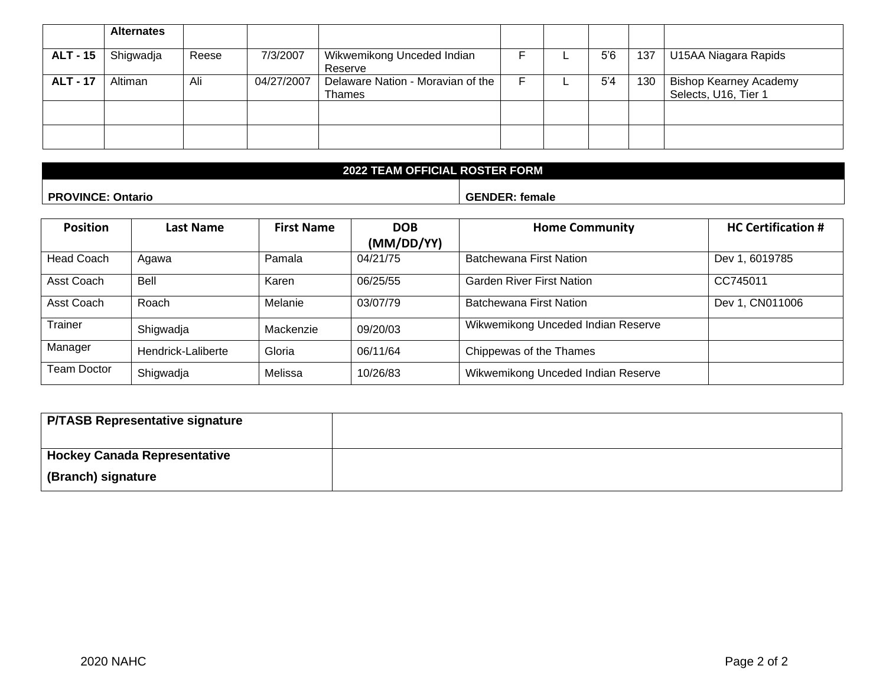| | Alternates | | | | | | | | |
|---|---|---|---|---|---|---|---|---|---|
| **ALT - 15** | Shigwadja | Reese | 7/3/2007 | Wikwemikong Unceded Indian Reserve | F | L | 5'6 | 137 | U15AA Niagara Rapids |
| **ALT - 17** | Altiman | Ali | 04/27/2007 | Delaware Nation - Moravian of the Thames | F | L | 5'4 | 130 | Bishop Kearney Academy Selects, U16, Tier 1 |
| | | | | | | | | | |
| | | | | | | | | | |

## 2022 TEAM OFFICIAL ROSTER FORM

| **PROVINCE: Ontario** | **GENDER: female** |
|---|---|

| Position | Last Name | First Name | DOB (MM/DD/YY) | Home Community | HC Certification # |
|---|---|---|---|---|---|
| Head Coach | Agawa | Pamala | 04/21/75 | Batchewana First Nation | Dev 1, 6019785 |
| Asst Coach | Bell | Karen | 06/25/55 | Garden River First Nation | CC745011 |
| Asst Coach | Roach | Melanie | 03/07/79 | Batchewana First Nation | Dev 1, CN011006 |
| Trainer | Shigwadja | Mackenzie | 09/20/03 | Wikwemikong Unceded Indian Reserve | |
| Manager | Hendrick-Laliberte | Gloria | 06/11/64 | Chippewas of the Thames | |
| Team Doctor | Shigwadja | Melissa | 10/26/83 | Wikwemikong Unceded Indian Reserve | |

| | |
|---|---|
| **P/TASB Representative signature** | |
| **Hockey Canada Representative (Branch) signature** | |

2020 NAHC